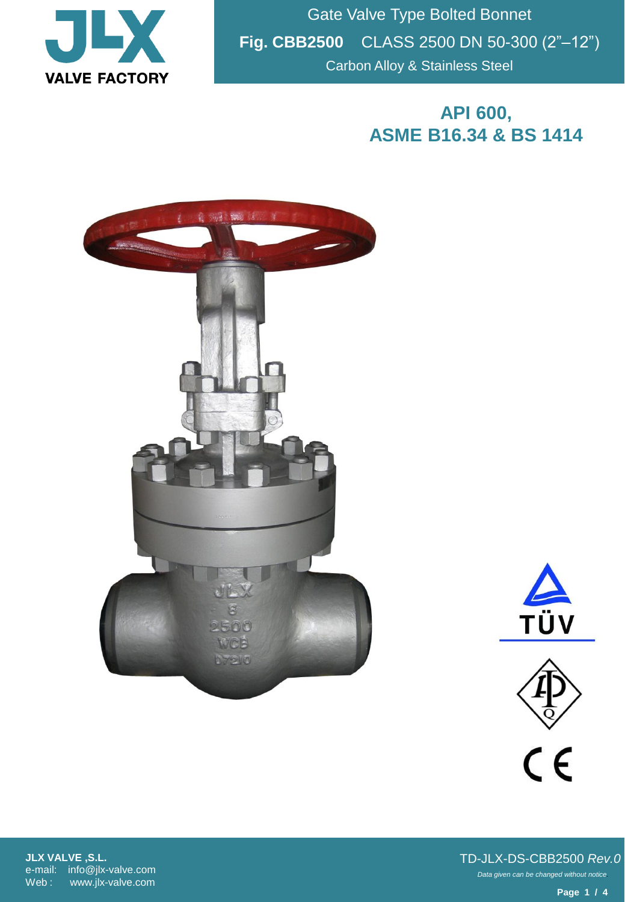JLX
VALVE FACTORY

# Gate Valve Type Bolted Bonnet

**Fig. CBB2500** CLASS 2500 DN 50-300 (2"–12")

Carbon Alloy & Stainless Steel

## API 600, ASME B16.34 & BS 1414

**JLX VALVE ,S.L.**
e-mail: info@jlx-valve.com
Web : www.jlx-valve.com

TD-JLX-DS-CBB2500 *Rev.0*

*Data given can be changed without notice.*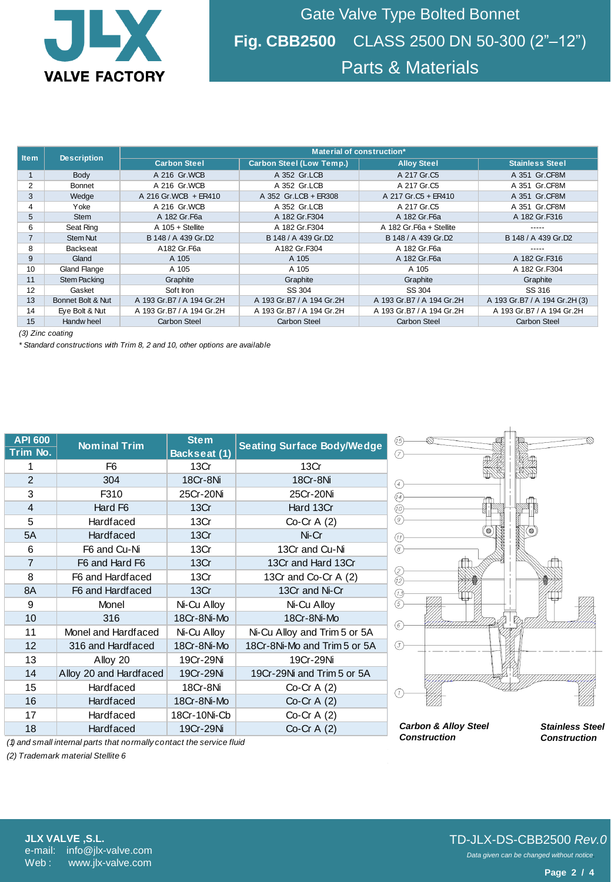# Gate Valve Type Bolted Bonnet

## Fig. CBB2500 CLASS 2500 DN 50-300 (2"–12")

## Parts & Materials

| Item | Description | Material of construction* | | | |
|---|---|---|---|---|---|
| | | Carbon Steel | Carbon Steel (Low Temp.) | Alloy Steel | Stainless Steel |
| 1 | Body | A 216 Gr.WCB | A 352 Gr.LCB | A 217 Gr.C5 | A 351 Gr.CF8M |
| 2 | Bonnet | A 216 Gr.WCB | A 352 Gr.LCB | A 217 Gr.C5 | A 351 Gr.CF8M |
| 3 | Wedge | A 216 Gr.WCB + ER410 | A 352 Gr.LCB + ER308 | A 217 Gr.C5 + ER410 | A 351 Gr.CF8M |
| 4 | Yoke | A 216 Gr.WCB | A 352 Gr.LCB | A 217 Gr.C5 | A 351 Gr.CF8M |
| 5 | Stem | A 182 Gr.F6a | A 182 Gr.F304 | A 182 Gr.F6a | A 182 Gr.F316 |
| 6 | Seat Ring | A 105 + Stellite | A 182 Gr.F304 | A 182 Gr.F6a + Stellite | ----- |
| 7 | Stem Nut | B 148 / A 439 Gr.D2 | B 148 / A 439 Gr.D2 | B 148 / A 439 Gr.D2 | B 148 / A 439 Gr.D2 |
| 8 | Backseat | A182 Gr.F6a | A182 Gr.F304 | A 182 Gr.F6a | ----- |
| 9 | Gland | A 105 | A 105 | A 182 Gr.F6a | A 182 Gr.F316 |
| 10 | Gland Flange | A 105 | A 105 | A 105 | A 182 Gr.F304 |
| 11 | Stem Packing | Graphite | Graphite | Graphite | Graphite |
| 12 | Gasket | Soft Iron | SS 304 | SS 304 | SS 316 |
| 13 | Bonnet Bolt & Nut | A 193 Gr.B7 / A 194 Gr.2H | A 193 Gr.B7 / A 194 Gr.2H | A 193 Gr.B7 / A 194 Gr.2H | A 193 Gr.B7 / A 194 Gr.2H (3) |
| 14 | Eye Bolt & Nut | A 193 Gr.B7 / A 194 Gr.2H | A 193 Gr.B7 / A 194 Gr.2H | A 193 Gr.B7 / A 194 Gr.2H | A 193 Gr.B7 / A 194 Gr.2H |
| 15 | Handwheel | Carbon Steel | Carbon Steel | Carbon Steel | Carbon Steel |

*(3) Zinc coating*

*\* Standard constructions with Trim 8, 2 and 10, other options are available*

| API 600 Trim No. | Nominal Trim | Stem Backseat (1) | Seating Surface Body/Wedge |
|---|---|---|---|
| 1 | F6 | 13Cr | 13Cr |
| 2 | 304 | 18Cr-8Ni | 18Cr-8Ni |
| 3 | F310 | 25Cr-20Ni | 25Cr-20Ni |
| 4 | Hard F6 | 13Cr | Hard 13Cr |
| 5 | Hardfaced | 13Cr | Co-Cr A (2) |
| 5A | Hardfaced | 13Cr | Ni-Cr |
| 6 | F6 and Cu-Ni | 13Cr | 13Cr and Cu-Ni |
| 7 | F6 and Hard F6 | 13Cr | 13Cr and Hard 13Cr |
| 8 | F6 and Hardfaced | 13Cr | 13Cr and Co-Cr A (2) |
| 8A | F6 and Hardfaced | 13Cr | 13Cr and Ni-Cr |
| 9 | Monel | Ni-Cu Alloy | Ni-Cu Alloy |
| 10 | 316 | 18Cr-8Ni-Mo | 18Cr-8Ni-Mo |
| 11 | Monel and Hardfaced | Ni-Cu Alloy | Ni-Cu Alloy and Trim 5 or 5A |
| 12 | 316 and Hardfaced | 18Cr-8Ni-Mo | 18Cr-8Ni-Mo and Trim 5 or 5A |
| 13 | Alloy 20 | 19Cr-29Ni | 19Cr-29Ni |
| 14 | Alloy 20 and Hardfaced | 19Cr-29Ni | 19Cr-29Ni and Trim 5 or 5A |
| 15 | Hardfaced | 18Cr-8Ni | Co-Cr A (2) |
| 16 | Hardfaced | 18Cr-8Ni-Mo | Co-Cr A (2) |
| 17 | Hardfaced | 18Cr-10Ni-Cb | Co-Cr A (2) |
| 18 | Hardfaced | 19Cr-29Ni | Co-Cr A (2) |

*(1) and small internal parts that normally contact the service fluid*

*(2) Trademark material Stellite 6*

***Carbon & Alloy Steel Construction*** | ***Stainless Steel Construction***

**JLX VALVE ,S.L.**
e-mail: info@jlx-valve.com
Web : www.jlx-valve.com

TD-JLX-DS-CBB2500 *Rev.0*

*Data given can be changed without notice.*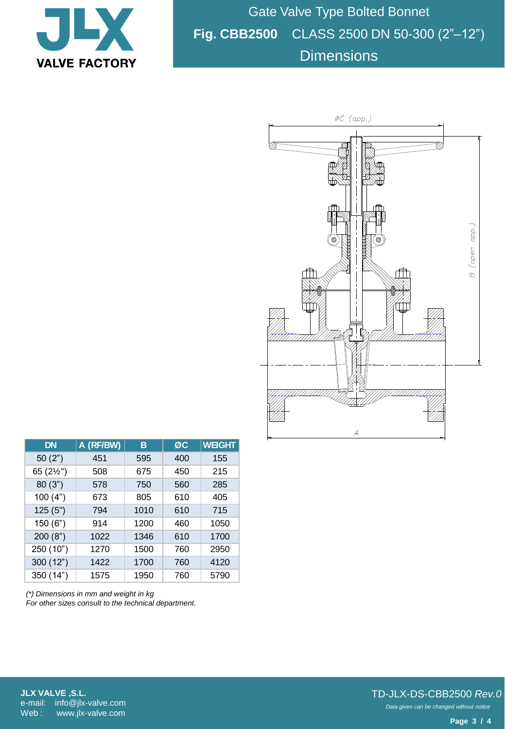# Gate Valve Type Bolted Bonnet

## Fig. CBB2500 CLASS 2500 DN 50-300 (2"–12")

## Dimensions

| DN | A (RF/BW) | B | ØC | WEIGHT |
|---|---|---|---|---|
| 50 (2") | 451 | 595 | 400 | 155 |
| 65 (2½") | 508 | 675 | 450 | 215 |
| 80 (3") | 578 | 750 | 560 | 285 |
| 100 (4") | 673 | 805 | 610 | 405 |
| 125 (5") | 794 | 1010 | 610 | 715 |
| 150 (6") | 914 | 1200 | 460 | 1050 |
| 200 (8") | 1022 | 1346 | 610 | 1700 |
| 250 (10") | 1270 | 1500 | 760 | 2950 |
| 300 (12") | 1422 | 1700 | 760 | 4120 |
| 350 (14") | 1575 | 1950 | 760 | 5790 |

*(\*) Dimensions in mm and weight in kg*
*For other sizes consult to the technical department.*

**JLX VALVE ,S.L.**
e-mail: info@jlx-valve.com
Web : www.jlx-valve.com

TD-JLX-DS-CBB2500 *Rev.0*

*Data given can be changed without notice.*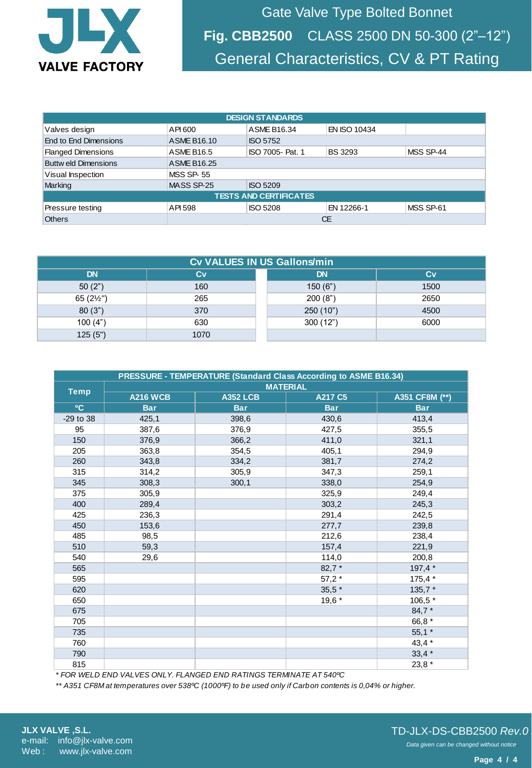# Gate Valve Type Bolted Bonnet

## Fig. CBB2500 CLASS 2500 DN 50-300 (2"–12")

## General Characteristics, CV & PT Rating

| DESIGN STANDARDS | | | | |
|---|---|---|---|---|
| Valves design | API 600 | ASME B16.34 | EN ISO 10434 | |
| End to End Dimensions | ASME B16.10 | ISO 5752 | | |
| Flanged Dimensions | ASME B16.5 | ISO 7005- Pat. 1 | BS 3293 | MSS SP-44 |
| Buttweld Dimensions | ASME B16.25 | | | |
| Visual Inspection | MSS SP- 55 | | | |
| Marking | MASS SP-25 | ISO 5209 | | |
| **TESTS AND CERTIFICATES** | | | | |
| Pressure testing | API 598 | ISO 5208 | EN 12266-1 | MSS SP-61 |
| Others | | | CE | |

| Cv VALUES IN US Gallons/min | | | |
|---|---|---|---|
| DN | Cv | DN | Cv |
| 50 (2") | 160 | 150 (6") | 1500 |
| 65 (2½") | 265 | 200 (8") | 2650 |
| 80 (3") | 370 | 250 (10") | 4500 |
| 100 (4") | 630 | 300 (12") | 6000 |
| 125 (5") | 1070 | | |

| PRESSURE - TEMPERATURE (Standard Class According to ASME B16.34) | | | | |
|---|---|---|---|---|
| Temp | MATERIAL | | | |
| | A216 WCB | A352 LCB | A217 C5 | A351 CF8M (**) |
| ºC | Bar | Bar | Bar | Bar |
| -29 to 38 | 425,1 | 398,6 | 430,6 | 413,4 |
| 95 | 387,6 | 376,9 | 427,5 | 355,5 |
| 150 | 376,9 | 366,2 | 411,0 | 321,1 |
| 205 | 363,8 | 354,5 | 405,1 | 294,9 |
| 260 | 343,8 | 334,2 | 381,7 | 274,2 |
| 315 | 314,2 | 305,9 | 347,3 | 259,1 |
| 345 | 308,3 | 300,1 | 338,0 | 254,9 |
| 375 | 305,9 | | 325,9 | 249,4 |
| 400 | 289,4 | | 303,2 | 245,3 |
| 425 | 236,3 | | 291,4 | 242,5 |
| 450 | 153,6 | | 277,7 | 239,8 |
| 485 | 98,5 | | 212,6 | 238,4 |
| 510 | 59,3 | | 157,4 | 221,9 |
| 540 | 29,6 | | 114,0 | 200,8 |
| 565 | | | 82,7 * | 197,4 * |
| 595 | | | 57,2 * | 175,4 * |
| 620 | | | 35,5 * | 135,7 * |
| 650 | | | 19,6 * | 106,5 * |
| 675 | | | | 84,7 * |
| 705 | | | | 66,8 * |
| 735 | | | | 55,1 * |
| 760 | | | | 43,4 * |
| 790 | | | | 33,4 * |
| 815 | | | | 23,8 * |

*\* FOR WELD END VALVES ONLY. FLANGED END RATINGS TERMINATE AT 540ºC*

*\*\* A351 CF8M at temperatures over 538ºC (1000ºF) to be used only if Carbon contents is 0,04% or higher.*

**JLX VALVE ,S.L.**
e-mail: info@jlx-valve.com
Web : www.jlx-valve.com

TD-JLX-DS-CBB2500 *Rev.0*

*Data given can be changed without notice.*